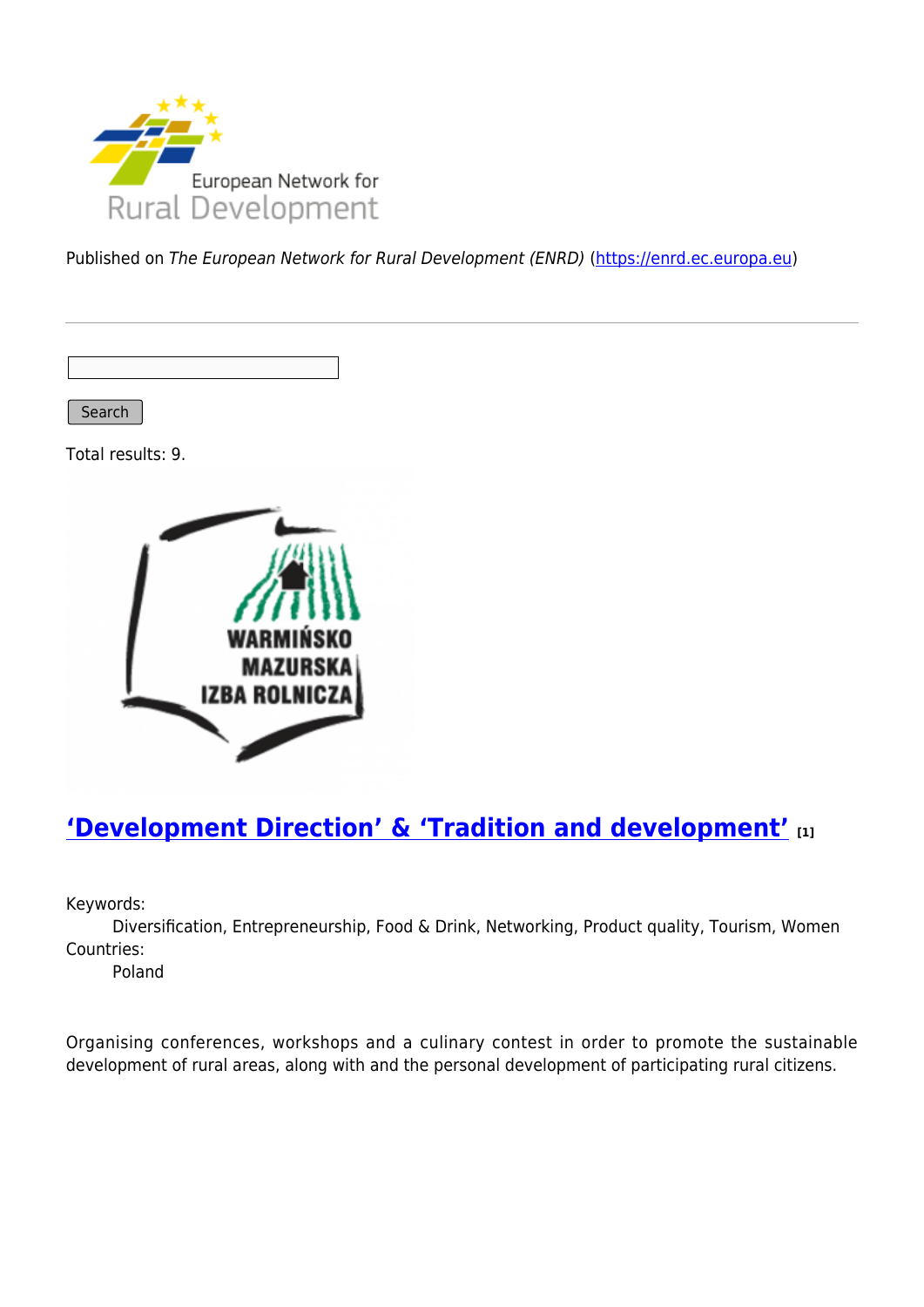Published on *The European Network for Rural Development (ENRD)* (https://enrd.ec.europa.eu)

Search

Total results: 9.

## ‘Development Direction’ & ‘Tradition and development’ [1]

Keywords:
Diversification, Entrepreneurship, Food & Drink, Networking, Product quality, Tourism, Women

Countries:
Poland

Organising conferences, workshops and a culinary contest in order to promote the sustainable development of rural areas, along with and the personal development of participating rural citizens.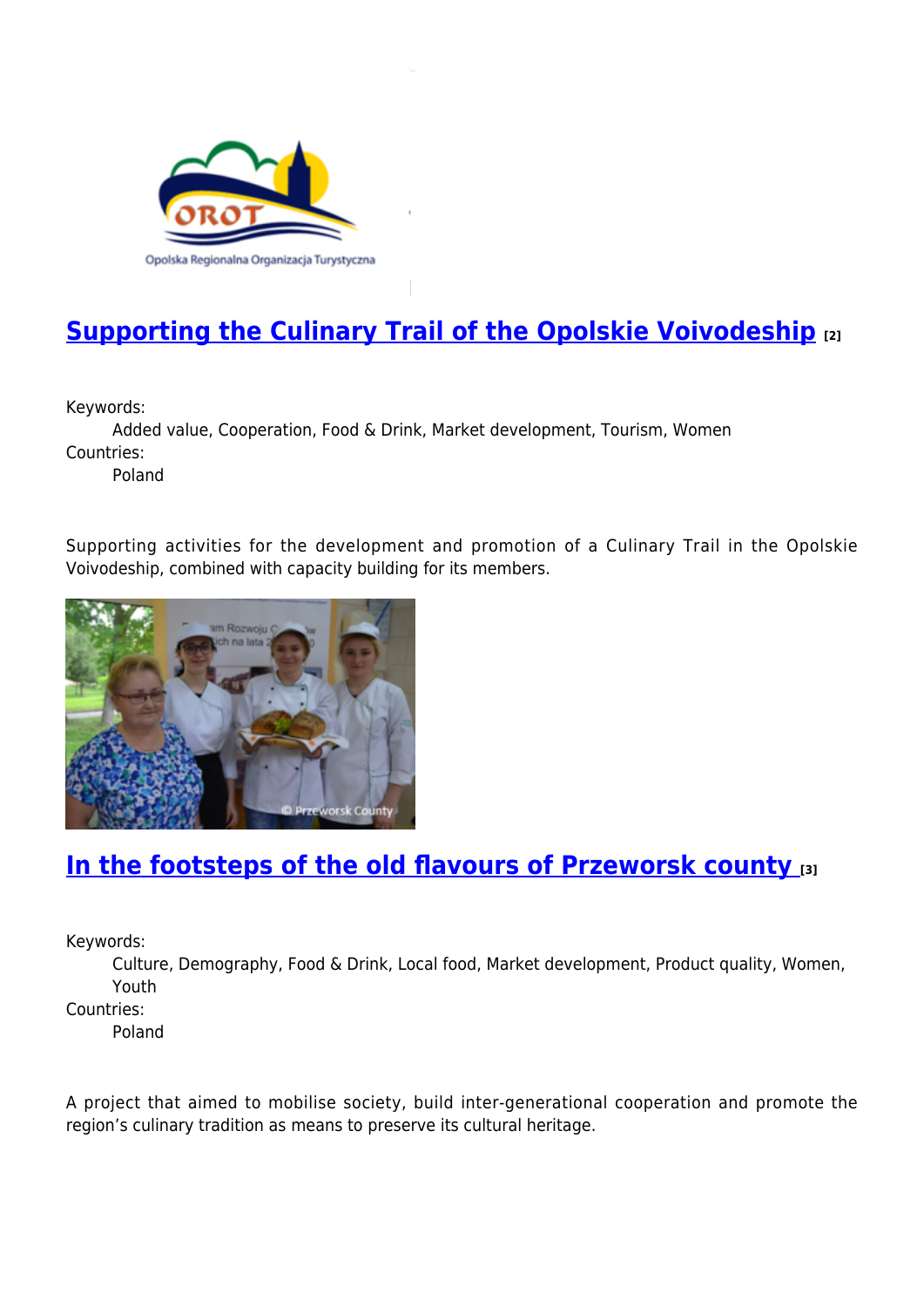## [Supporting the Culinary Trail of the Opolskie Voivodeship](#) [2]

Keywords:
Added value, Cooperation, Food & Drink, Market development, Tourism, Women

Countries:
Poland

Supporting activities for the development and promotion of a Culinary Trail in the Opolskie Voivodeship, combined with capacity building for its members.

## [In the footsteps of the old flavours of Przeworsk county](#) [3]

Keywords:
Culture, Demography, Food & Drink, Local food, Market development, Product quality, Women, Youth

Countries:
Poland

A project that aimed to mobilise society, build inter-generational cooperation and promote the region's culinary tradition as means to preserve its cultural heritage.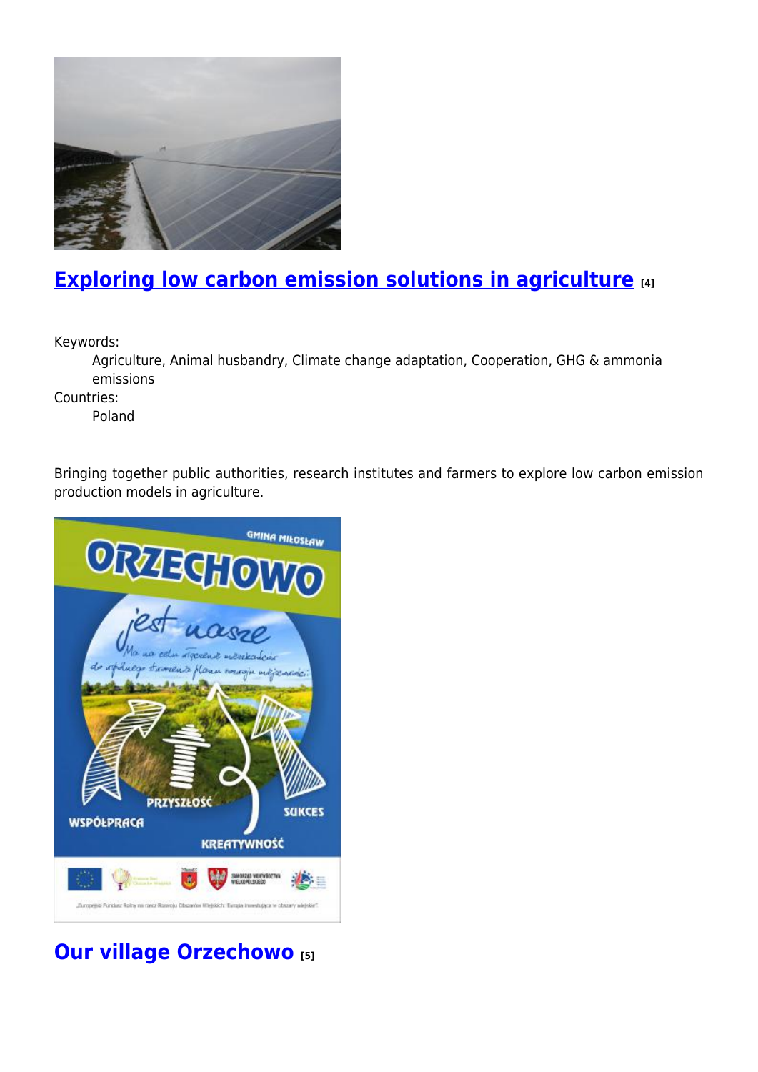## Exploring low carbon emission solutions in agriculture [4]

Keywords:
Agriculture, Animal husbandry, Climate change adaptation, Cooperation, GHG & ammonia emissions

Countries:
Poland

Bringing together public authorities, research institutes and farmers to explore low carbon emission production models in agriculture.

## Our village Orzechowo [5]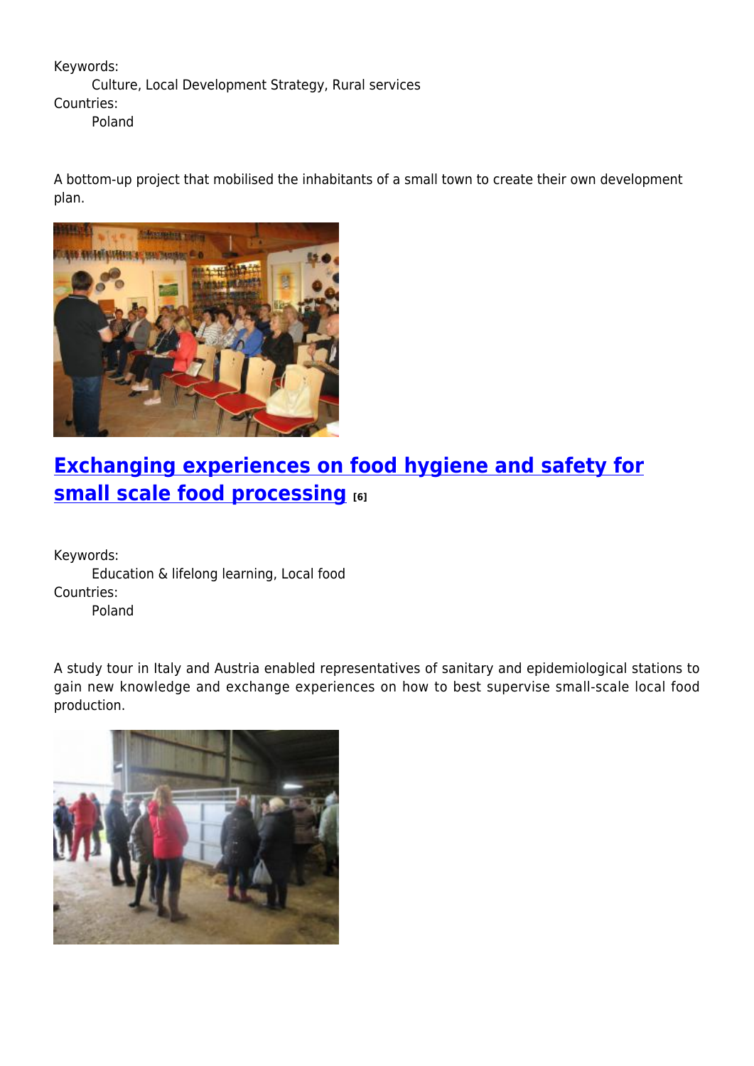Keywords:
Culture, Local Development Strategy, Rural services
Countries:
Poland

A bottom-up project that mobilised the inhabitants of a small town to create their own development plan.

## [Exchanging experiences on food hygiene and safety for small scale food processing](#) [6]

Keywords:
Education & lifelong learning, Local food
Countries:
Poland

A study tour in Italy and Austria enabled representatives of sanitary and epidemiological stations to gain new knowledge and exchange experiences on how to best supervise small-scale local food production.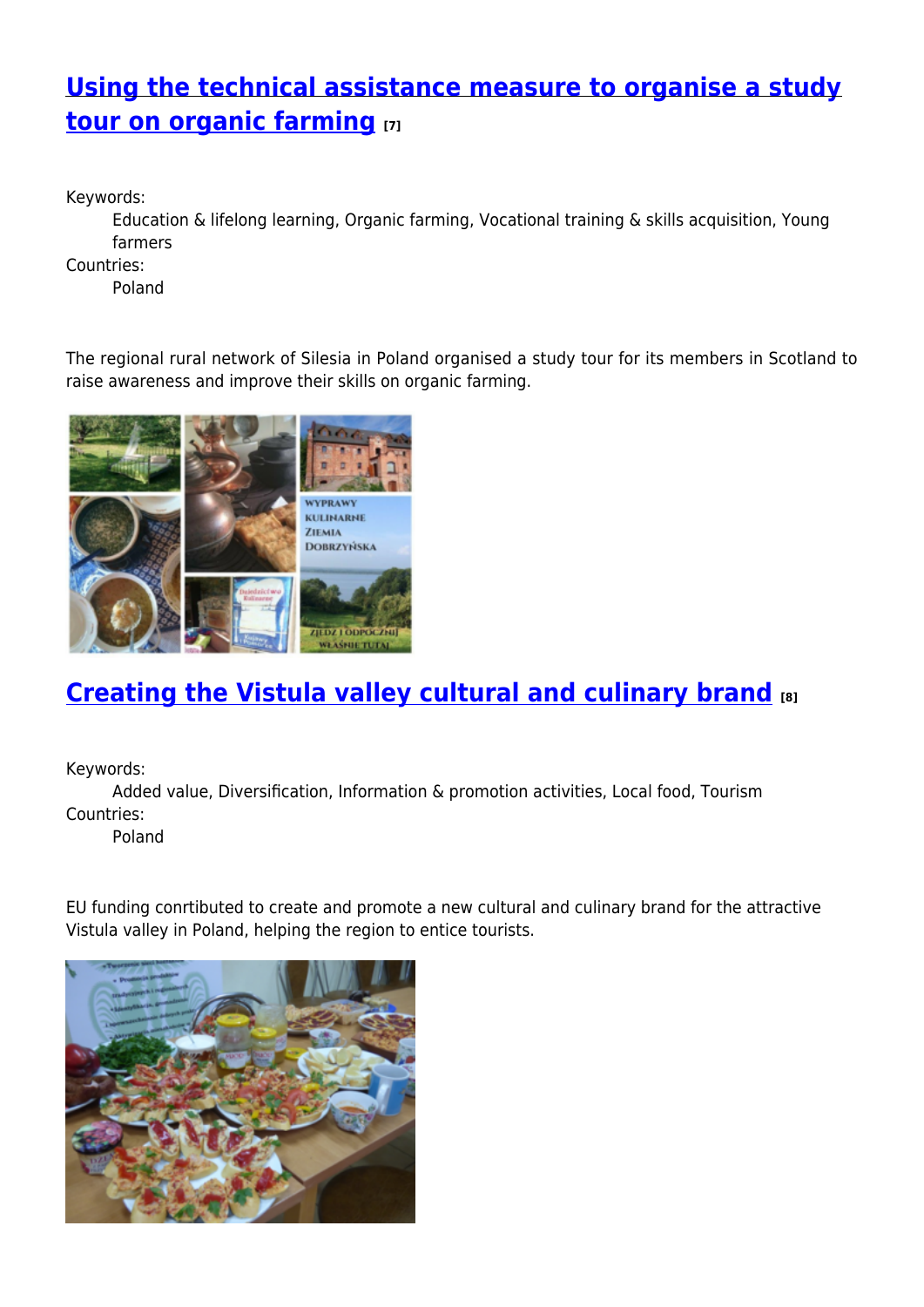## [Using the technical assistance measure to organise a study tour on organic farming](#) [7]

Keywords:
: Education & lifelong learning, Organic farming, Vocational training & skills acquisition, Young farmers

Countries:
: Poland

The regional rural network of Silesia in Poland organised a study tour for its members in Scotland to raise awareness and improve their skills on organic farming.

## [Creating the Vistula valley cultural and culinary brand](#) [8]

Keywords:
: Added value, Diversification, Information & promotion activities, Local food, Tourism

Countries:
: Poland

EU funding conrtibuted to create and promote a new cultural and culinary brand for the attractive Vistula valley in Poland, helping the region to entice tourists.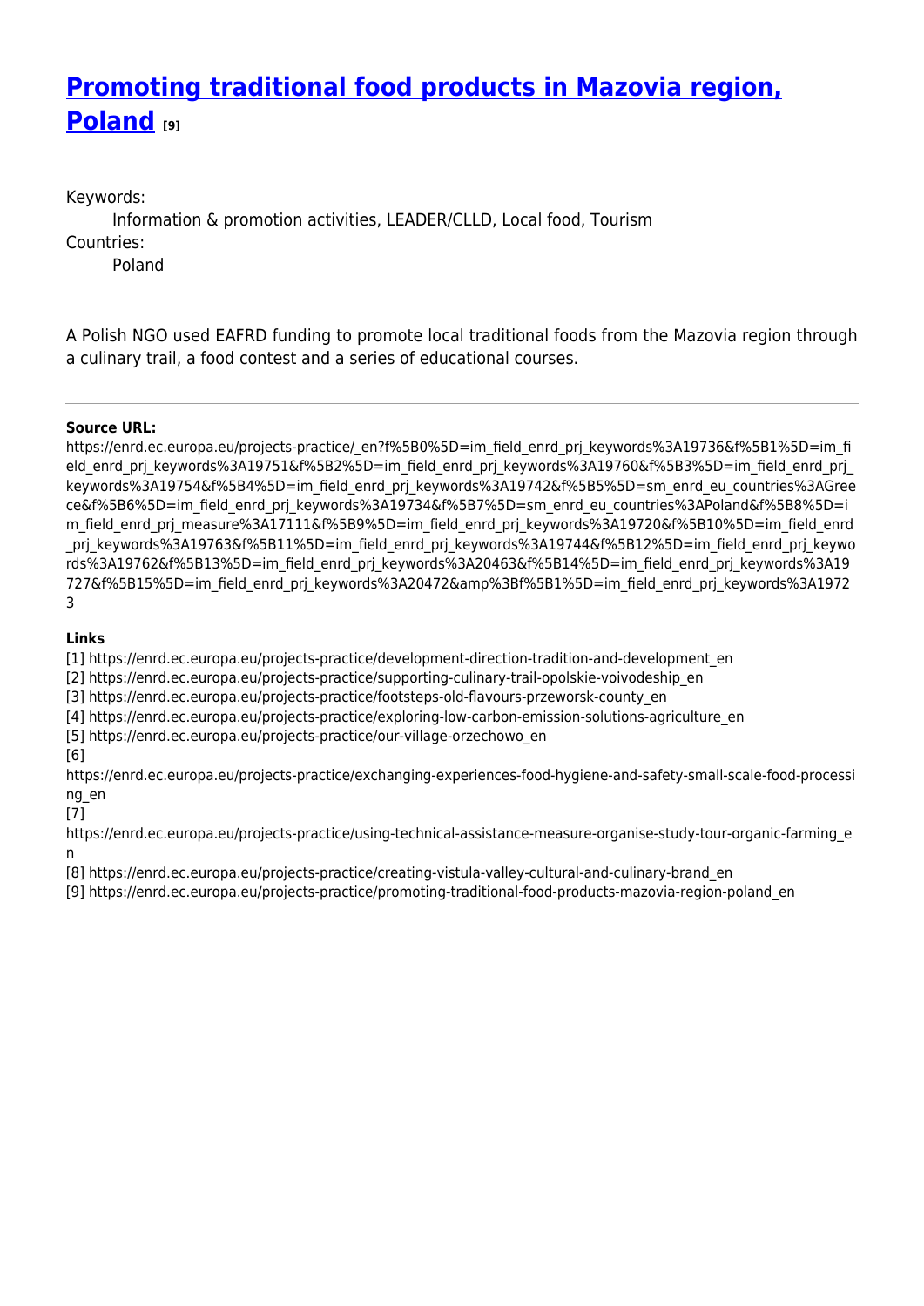## [Promoting traditional food products in Mazovia region, Poland](https://enrd.ec.europa.eu/projects-practice/promoting-traditional-food-products-mazovia-region-poland_en) [9]

Keywords:

Information & promotion activities, LEADER/CLLD, Local food, Tourism

Countries:

Poland

A Polish NGO used EAFRD funding to promote local traditional foods from the Mazovia region through a culinary trail, a food contest and a series of educational courses.

---

**Source URL:** https://enrd.ec.europa.eu/projects-practice/_en?f%5B0%5D=im_field_enrd_prj_keywords%3A19736&f%5B1%5D=im_field_enrd_prj_keywords%3A19751&f%5B2%5D=im_field_enrd_prj_keywords%3A19760&f%5B3%5D=im_field_enrd_prj_keywords%3A19754&f%5B4%5D=im_field_enrd_prj_keywords%3A19742&f%5B5%5D=sm_enrd_eu_countries%3AGreece&f%5B6%5D=im_field_enrd_prj_keywords%3A19734&f%5B7%5D=sm_enrd_eu_countries%3APoland&f%5B8%5D=im_field_enrd_prj_measure%3A17111&f%5B9%5D=im_field_enrd_prj_keywords%3A19720&f%5B10%5D=im_field_enrd_prj_keywords%3A19763&f%5B11%5D=im_field_enrd_prj_keywords%3A19744&f%5B12%5D=im_field_enrd_prj_keywords%3A19762&f%5B13%5D=im_field_enrd_prj_keywords%3A20463&f%5B14%5D=im_field_enrd_prj_keywords%3A19727&f%5B15%5D=im_field_enrd_prj_keywords%3A20472&amp%3Bf%5B1%5D=im_field_enrd_prj_keywords%3A19723

**Links**

[1] https://enrd.ec.europa.eu/projects-practice/development-direction-tradition-and-development_en
[2] https://enrd.ec.europa.eu/projects-practice/supporting-culinary-trail-opolskie-voivodeship_en
[3] https://enrd.ec.europa.eu/projects-practice/footsteps-old-flavours-przeworsk-county_en
[4] https://enrd.ec.europa.eu/projects-practice/exploring-low-carbon-emission-solutions-agriculture_en
[5] https://enrd.ec.europa.eu/projects-practice/our-village-orzechowo_en
[6] https://enrd.ec.europa.eu/projects-practice/exchanging-experiences-food-hygiene-and-safety-small-scale-food-processing_en
[7] https://enrd.ec.europa.eu/projects-practice/using-technical-assistance-measure-organise-study-tour-organic-farming_en
[8] https://enrd.ec.europa.eu/projects-practice/creating-vistula-valley-cultural-and-culinary-brand_en
[9] https://enrd.ec.europa.eu/projects-practice/promoting-traditional-food-products-mazovia-region-poland_en